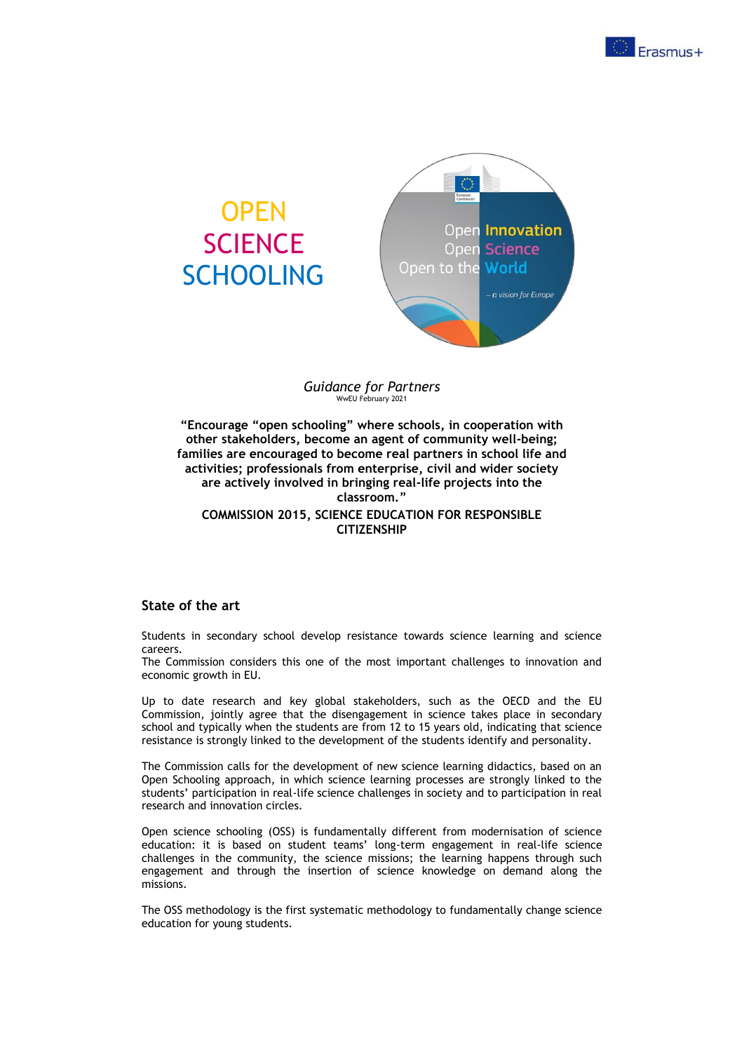# OPEN SCIENCE SCHOOLING

*Guidance for Partners*
WwEU February 2021

**"Encourage "open schooling" where schools, in cooperation with other stakeholders, become an agent of community well-being; families are encouraged to become real partners in school life and activities; professionals from enterprise, civil and wider society are actively involved in bringing real-life projects into the classroom."**

**COMMISSION 2015, SCIENCE EDUCATION FOR RESPONSIBLE CITIZENSHIP**

## State of the art

Students in secondary school develop resistance towards science learning and science careers.
The Commission considers this one of the most important challenges to innovation and economic growth in EU.

Up to date research and key global stakeholders, such as the OECD and the EU Commission, jointly agree that the disengagement in science takes place in secondary school and typically when the students are from 12 to 15 years old, indicating that science resistance is strongly linked to the development of the students identify and personality.

The Commission calls for the development of new science learning didactics, based on an Open Schooling approach, in which science learning processes are strongly linked to the students' participation in real-life science challenges in society and to participation in real research and innovation circles.

Open science schooling (OSS) is fundamentally different from modernisation of science education: it is based on student teams' long-term engagement in real-life science challenges in the community, the science missions; the learning happens through such engagement and through the insertion of science knowledge on demand along the missions.

The OSS methodology is the first systematic methodology to fundamentally change science education for young students.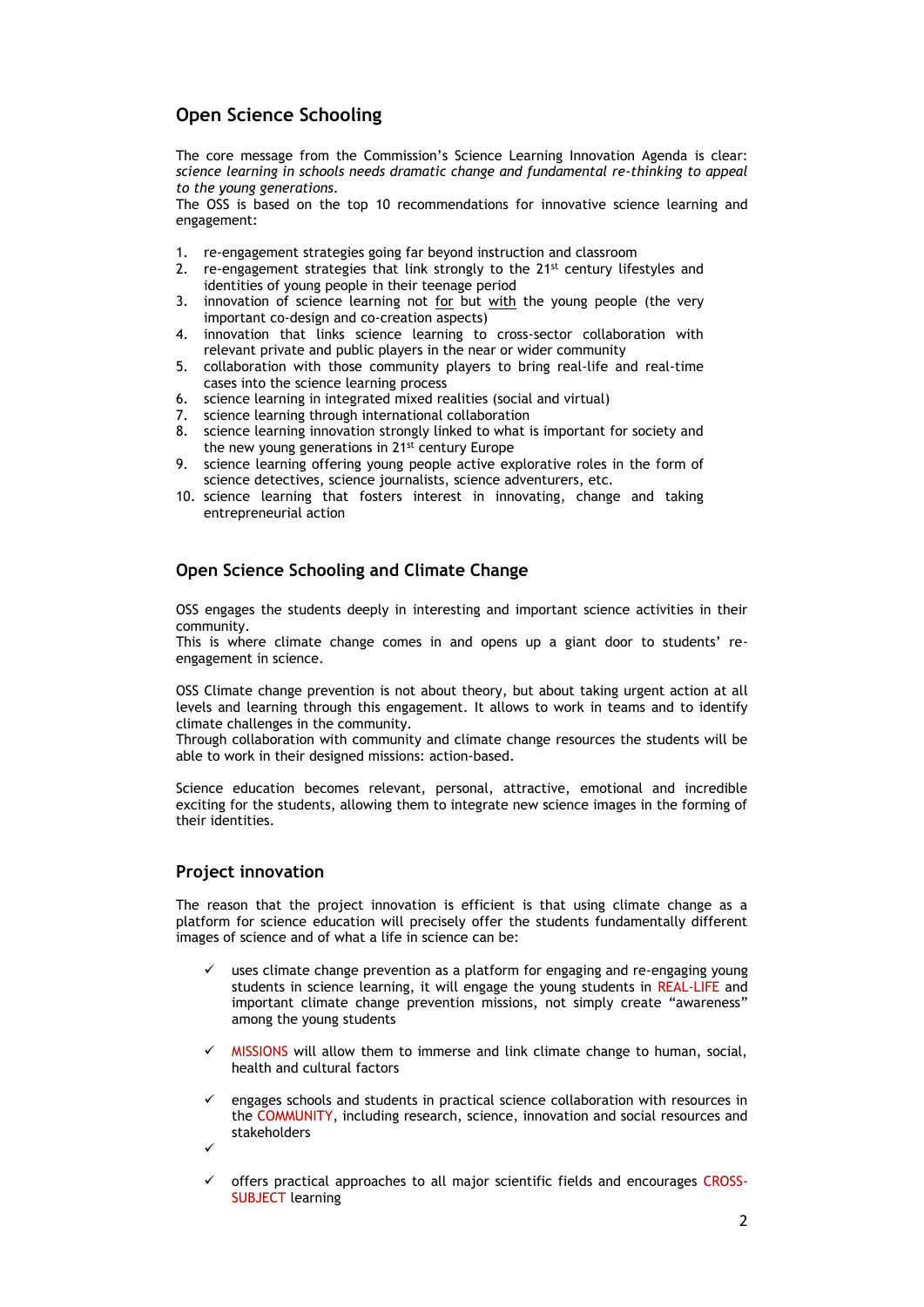## Open Science Schooling

The core message from the Commission's Science Learning Innovation Agenda is clear: *science learning in schools needs dramatic change and fundamental re-thinking to appeal to the young generations*.

The OSS is based on the top 10 recommendations for innovative science learning and engagement:

1. re-engagement strategies going far beyond instruction and classroom
2. re-engagement strategies that link strongly to the 21st century lifestyles and identities of young people in their teenage period
3. innovation of science learning not <u>for</u> but <u>with</u> the young people (the very important co-design and co-creation aspects)
4. innovation that links science learning to cross-sector collaboration with relevant private and public players in the near or wider community
5. collaboration with those community players to bring real-life and real-time cases into the science learning process
6. science learning in integrated mixed realities (social and virtual)
7. science learning through international collaboration
8. science learning innovation strongly linked to what is important for society and the new young generations in 21st century Europe
9. science learning offering young people active explorative roles in the form of science detectives, science journalists, science adventurers, etc.
10. science learning that fosters interest in innovating, change and taking entrepreneurial action

## Open Science Schooling and Climate Change

OSS engages the students deeply in interesting and important science activities in their community.

This is where climate change comes in and opens up a giant door to students' re-engagement in science.

OSS Climate change prevention is not about theory, but about taking urgent action at all levels and learning through this engagement. It allows to work in teams and to identify climate challenges in the community.

Through collaboration with community and climate change resources the students will be able to work in their designed missions: action-based.

Science education becomes relevant, personal, attractive, emotional and incredible exciting for the students, allowing them to integrate new science images in the forming of their identities.

## Project innovation

The reason that the project innovation is efficient is that using climate change as a platform for science education will precisely offer the students fundamentally different images of science and of what a life in science can be:

- ✓ uses climate change prevention as a platform for engaging and re-engaging young students in science learning, it will engage the young students in REAL-LIFE and important climate change prevention missions, not simply create "awareness" among the young students
- ✓ MISSIONS will allow them to immerse and link climate change to human, social, health and cultural factors
- ✓ engages schools and students in practical science collaboration with resources in the COMMUNITY, including research, science, innovation and social resources and stakeholders
- ✓
- ✓ offers practical approaches to all major scientific fields and encourages CROSS-SUBJECT learning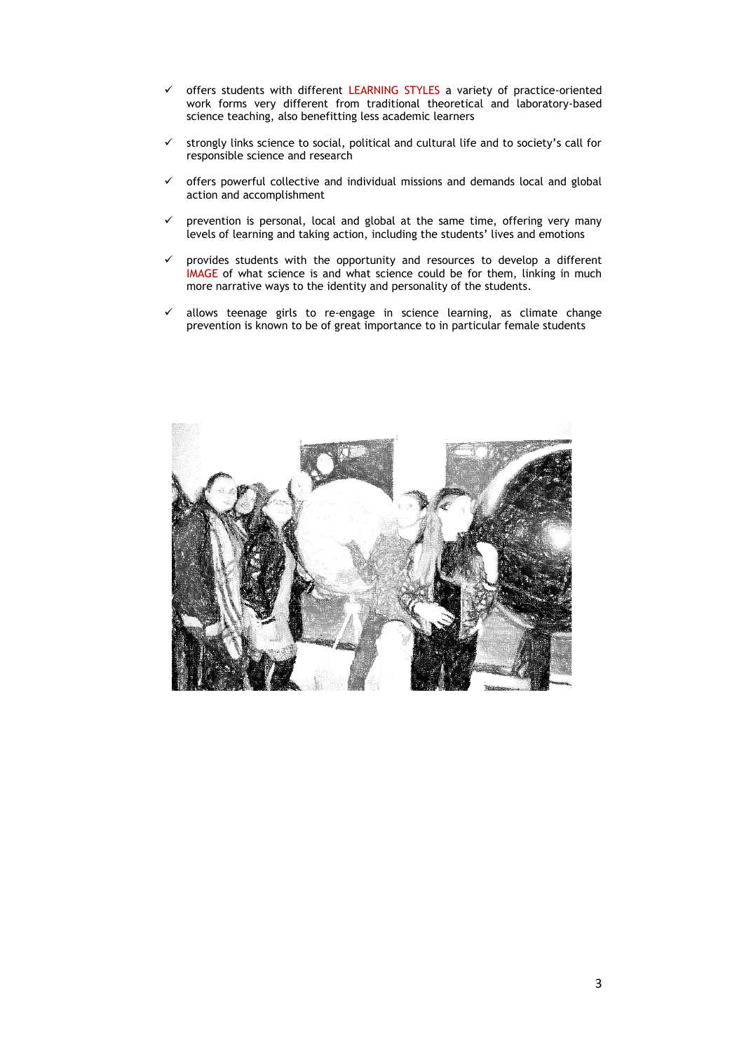- ✓ offers students with different LEARNING STYLES a variety of practice-oriented work forms very different from traditional theoretical and laboratory-based science teaching, also benefitting less academic learners
- ✓ strongly links science to social, political and cultural life and to society's call for responsible science and research
- ✓ offers powerful collective and individual missions and demands local and global action and accomplishment
- ✓ prevention is personal, local and global at the same time, offering very many levels of learning and taking action, including the students' lives and emotions
- ✓ provides students with the opportunity and resources to develop a different IMAGE of what science is and what science could be for them, linking in much more narrative ways to the identity and personality of the students.
- ✓ allows teenage girls to re-engage in science learning, as climate change prevention is known to be of great importance to in particular female students